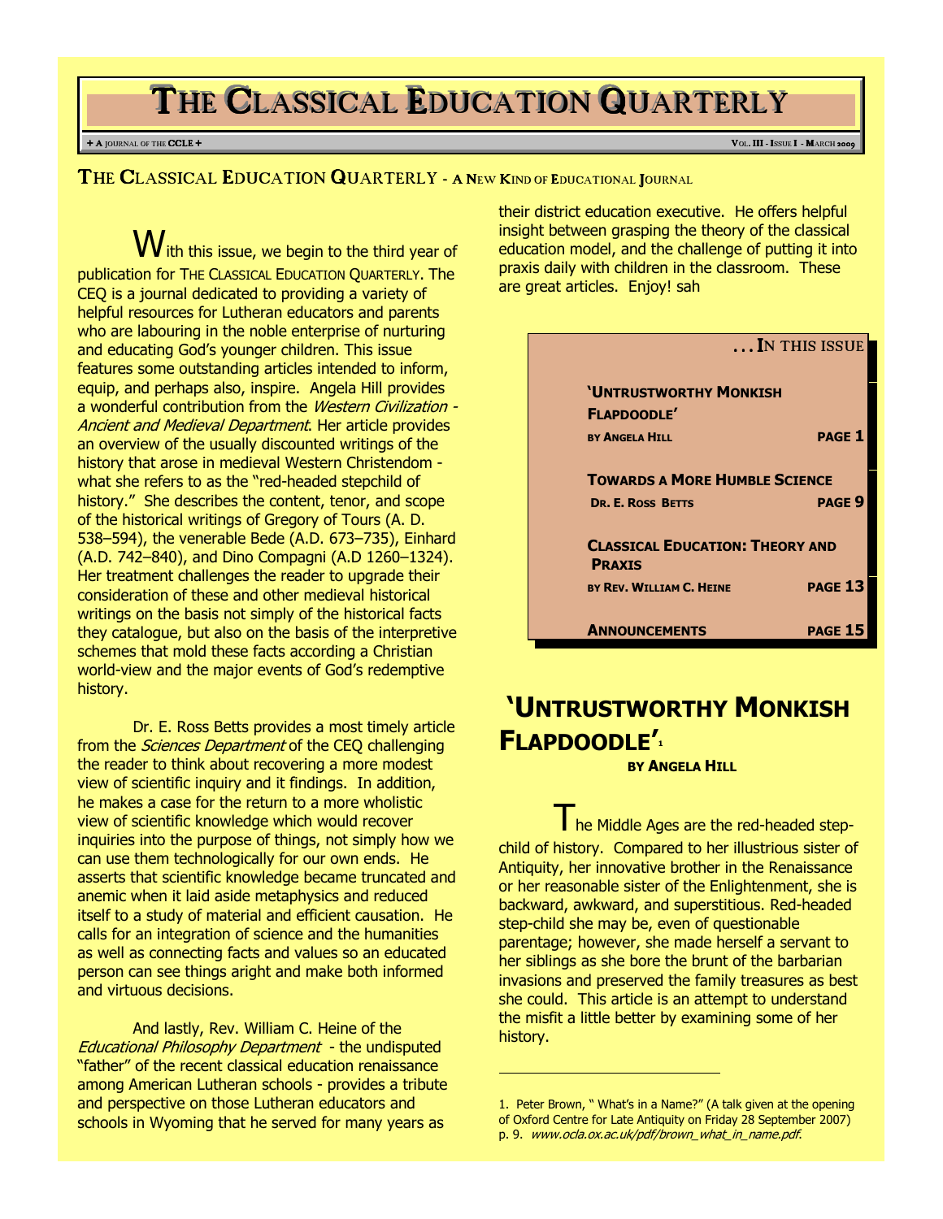# THE CLASSICAL EDUCATION QUARTERLY

+ A JOURNAL OF THE CCLE +

VOL. III - ISSUE I - MARCH 2009

## THE CLASSICAL EDUCATION QUARTERLY - A NEW KIND OF EDUCATIONAL JOURNAL

With this issue, we begin to the third year of publication for THE CLASSICAL EDUCATION QUARTERLY. The CEQ is a journal dedicated to providing a variety of helpful resources for Lutheran educators and parents who are labouring in the noble enterprise of nurturing and educating God's younger children. This issue features some outstanding articles intended to inform, equip, and perhaps also, inspire. Angela Hill provides a wonderful contribution from the *Western Civilization - Ancient and Medieval Department*. Her article provides an overview of the usually discounted writings of the history that arose in medieval Western Christendom - what she refers to as the "red-headed stepchild of history." She describes the content, tenor, and scope of the historical writings of Gregory of Tours (A. D. 538–594), the venerable Bede (A.D. 673–735), Einhard (A.D. 742–840), and Dino Compagni (A.D 1260–1324). Her treatment challenges the reader to upgrade their consideration of these and other medieval historical writings on the basis not simply of the historical facts they catalogue, but also on the basis of the interpretive schemes that mold these facts according a Christian world-view and the major events of God's redemptive history.

Dr. E. Ross Betts provides a most timely article from the *Sciences Department* of the CEQ challenging the reader to think about recovering a more modest view of scientific inquiry and it findings. In addition, he makes a case for the return to a more wholistic view of scientific knowledge which would recover inquiries into the purpose of things, not simply how we can use them technologically for our own ends. He asserts that scientific knowledge became truncated and anemic when it laid aside metaphysics and reduced itself to a study of material and efficient causation. He calls for an integration of science and the humanities as well as connecting facts and values so an educated person can see things aright and make both informed and virtuous decisions.

And lastly, Rev. William C. Heine of the *Educational Philosophy Department* - the undisputed "father" of the recent classical education renaissance among American Lutheran schools - provides a tribute and perspective on those Lutheran educators and schools in Wyoming that he served for many years as their district education executive. He offers helpful insight between grasping the theory of the classical education model, and the challenge of putting it into praxis daily with children in the classroom. These are great articles. Enjoy! sah

**. . . IN THIS ISSUE**

| | |
|---|---|
| **'UNTRUSTWORTHY MONKISH FLAPDOODLE'** BY ANGELA HILL | PAGE 1 |
| **TOWARDS A MORE HUMBLE SCIENCE** DR. E. ROSS BETTS | PAGE 9 |
| **CLASSICAL EDUCATION: THEORY AND PRAXIS** BY REV. WILLIAM C. HEINE | PAGE 13 |
| **ANNOUNCEMENTS** | PAGE 15 |

## 'UNTRUSTWORTHY MONKISH FLAPDOODLE'[1]

**BY ANGELA HILL**

The Middle Ages are the red-headed step-child of history. Compared to her illustrious sister of Antiquity, her innovative brother in the Renaissance or her reasonable sister of the Enlightenment, she is backward, awkward, and superstitious. Red-headed step-child she may be, even of questionable parentage; however, she made herself a servant to her siblings as she bore the brunt of the barbarian invasions and preserved the family treasures as best she could. This article is an attempt to understand the misfit a little better by examining some of her history.

---

1. Peter Brown, " What's in a Name?" (A talk given at the opening of Oxford Centre for Late Antiquity on Friday 28 September 2007) p. 9. *www.ocla.ox.ac.uk/pdf/brown_what_in_name.pdf*.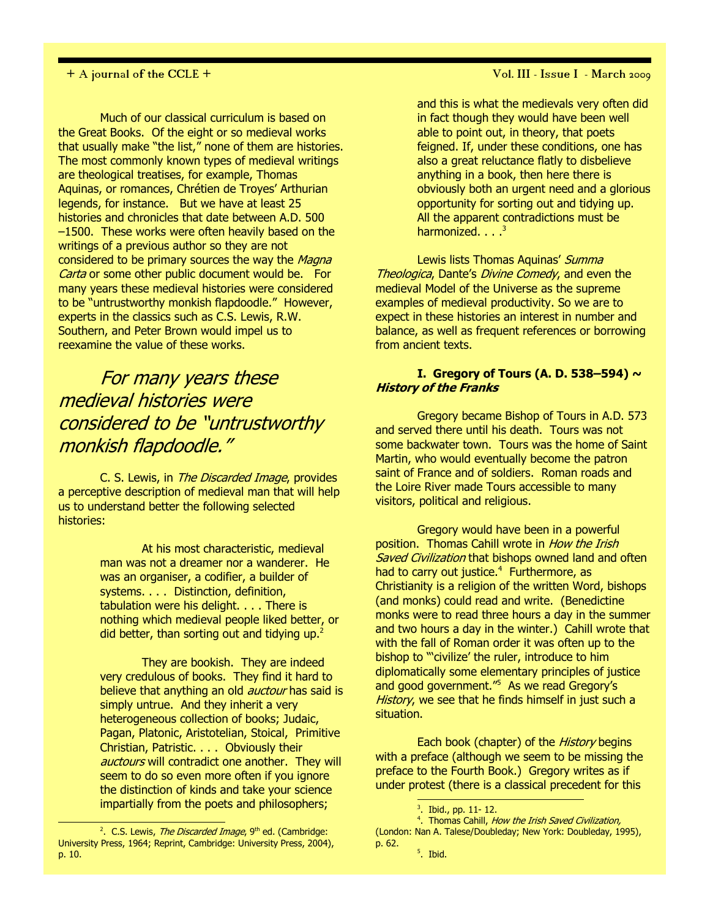Much of our classical curriculum is based on the Great Books. Of the eight or so medieval works that usually make "the list," none of them are histories. The most commonly known types of medieval writings are theological treatises, for example, Thomas Aquinas, or romances, Chrétien de Troyes' Arthurian legends, for instance. But we have at least 25 histories and chronicles that date between A.D. 500 –1500. These works were often heavily based on the writings of a previous author so they are not considered to be primary sources the way the *Magna Carta* or some other public document would be. For many years these medieval histories were considered to be "untrustworthy monkish flapdoodle." However, experts in the classics such as C.S. Lewis, R.W. Southern, and Peter Brown would impel us to reexamine the value of these works.

> *For many years these medieval histories were considered to be "untrustworthy monkish flapdoodle."*

C. S. Lewis, in *The Discarded Image*, provides a perceptive description of medieval man that will help us to understand better the following selected histories:

> At his most characteristic, medieval man was not a dreamer nor a wanderer. He was an organiser, a codifier, a builder of systems. . . . Distinction, definition, tabulation were his delight. . . . There is nothing which medieval people liked better, or did better, than sorting out and tidying up.[2]
>
> They are bookish. They are indeed very credulous of books. They find it hard to believe that anything an old *auctour* has said is simply untrue. And they inherit a very heterogeneous collection of books; Judaic, Pagan, Platonic, Aristotelian, Stoical, Primitive Christian, Patristic. . . . Obviously their *auctours* will contradict one another. They will seem to do so even more often if you ignore the distinction of kinds and take your science impartially from the poets and philosophers; and this is what the medievals very often did in fact though they would have been well able to point out, in theory, that poets feigned. If, under these conditions, one has also a great reluctance flatly to disbelieve anything in a book, then here there is obviously both an urgent need and a glorious opportunity for sorting out and tidying up. All the apparent contradictions must be harmonized. . . .[3]

Lewis lists Thomas Aquinas' *Summa Theologica*, Dante's *Divine Comedy*, and even the medieval Model of the Universe as the supreme examples of medieval productivity. So we are to expect in these histories an interest in number and balance, as well as frequent references or borrowing from ancient texts.

### I. Gregory of Tours (A. D. 538–594) ~ *History of the Franks*

Gregory became Bishop of Tours in A.D. 573 and served there until his death. Tours was not some backwater town. Tours was the home of Saint Martin, who would eventually become the patron saint of France and of soldiers. Roman roads and the Loire River made Tours accessible to many visitors, political and religious.

Gregory would have been in a powerful position. Thomas Cahill wrote in *How the Irish Saved Civilization* that bishops owned land and often had to carry out justice.[4] Furthermore, as Christianity is a religion of the written Word, bishops (and monks) could read and write. (Benedictine monks were to read three hours a day in the summer and two hours a day in the winter.) Cahill wrote that with the fall of Roman order it was often up to the bishop to "'civilize' the ruler, introduce to him diplomatically some elementary principles of justice and good government."[5] As we read Gregory's *History*, we see that he finds himself in just such a situation.

Each book (chapter) of the *History* begins with a preface (although we seem to be missing the preface to the Fourth Book.) Gregory writes as if under protest (there is a classical precedent for this

---

[2]. C.S. Lewis, *The Discarded Image*, 9th ed. (Cambridge: University Press, 1964; Reprint, Cambridge: University Press, 2004), p. 10.

[3]. Ibid., pp. 11- 12.

[4]. Thomas Cahill, *How the Irish Saved Civilization,* (London: Nan A. Talese/Doubleday; New York: Doubleday, 1995), p. 62.

[5]. Ibid.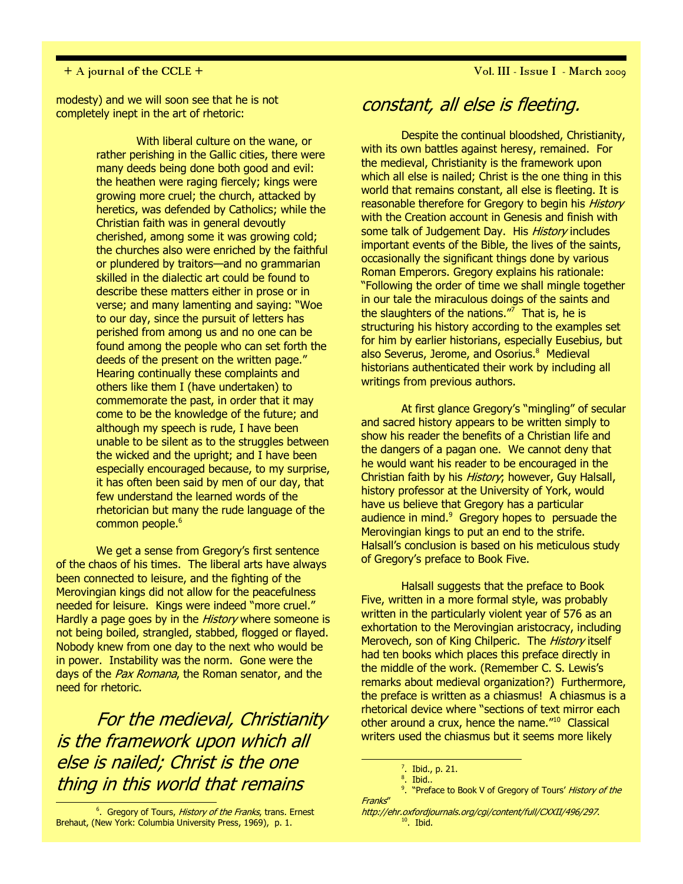modesty) and we will soon see that he is not completely inept in the art of rhetoric:

> With liberal culture on the wane, or rather perishing in the Gallic cities, there were many deeds being done both good and evil: the heathen were raging fiercely; kings were growing more cruel; the church, attacked by heretics, was defended by Catholics; while the Christian faith was in general devoutly cherished, among some it was growing cold; the churches also were enriched by the faithful or plundered by traitors—and no grammarian skilled in the dialectic art could be found to describe these matters either in prose or in verse; and many lamenting and saying: "Woe to our day, since the pursuit of letters has perished from among us and no one can be found among the people who can set forth the deeds of the present on the written page." Hearing continually these complaints and others like them I (have undertaken) to commemorate the past, in order that it may come to be the knowledge of the future; and although my speech is rude, I have been unable to be silent as to the struggles between the wicked and the upright; and I have been especially encouraged because, to my surprise, it has often been said by men of our day, that few understand the learned words of the rhetorician but many the rude language of the common people.[6]

We get a sense from Gregory's first sentence of the chaos of his times. The liberal arts have always been connected to leisure, and the fighting of the Merovingian kings did not allow for the peacefulness needed for leisure. Kings were indeed "more cruel." Hardly a page goes by in the *History* where someone is not being boiled, strangled, stabbed, flogged or flayed. Nobody knew from one day to the next who would be in power. Instability was the norm. Gone were the days of the *Pax Romana*, the Roman senator, and the need for rhetoric.

*For the medieval, Christianity is the framework upon which all else is nailed; Christ is the one thing in this world that remains constant, all else is fleeting.*

Despite the continual bloodshed, Christianity, with its own battles against heresy, remained. For the medieval, Christianity is the framework upon which all else is nailed; Christ is the one thing in this world that remains constant, all else is fleeting. It is reasonable therefore for Gregory to begin his *History* with the Creation account in Genesis and finish with some talk of Judgement Day. His *History* includes important events of the Bible, the lives of the saints, occasionally the significant things done by various Roman Emperors. Gregory explains his rationale: "Following the order of time we shall mingle together in our tale the miraculous doings of the saints and the slaughters of the nations."[7] That is, he is structuring his history according to the examples set for him by earlier historians, especially Eusebius, but also Severus, Jerome, and Osorius.[8] Medieval historians authenticated their work by including all writings from previous authors.

At first glance Gregory's "mingling" of secular and sacred history appears to be written simply to show his reader the benefits of a Christian life and the dangers of a pagan one. We cannot deny that he would want his reader to be encouraged in the Christian faith by his *History*; however, Guy Halsall, history professor at the University of York, would have us believe that Gregory has a particular audience in mind.[9] Gregory hopes to persuade the Merovingian kings to put an end to the strife. Halsall's conclusion is based on his meticulous study of Gregory's preface to Book Five.

Halsall suggests that the preface to Book Five, written in a more formal style, was probably written in the particularly violent year of 576 as an exhortation to the Merovingian aristocracy, including Merovech, son of King Chilperic. The *History* itself had ten books which places this preface directly in the middle of the work. (Remember C. S. Lewis's remarks about medieval organization?) Furthermore, the preface is written as a chiasmus! A chiasmus is a rhetorical device where "sections of text mirror each other around a crux, hence the name."[10] Classical writers used the chiasmus but it seems more likely

---

[6]. Gregory of Tours, *History of the Franks*, trans. Ernest Brehaut, (New York: Columbia University Press, 1969), p. 1.

[7]. Ibid., p. 21.

[8]. Ibid..

[9]. "Preface to Book V of Gregory of Tours' *History of the Franks*" *http://ehr.oxfordjournals.org/cgi/content/full/CXXII/496/297.*

[10]. Ibid.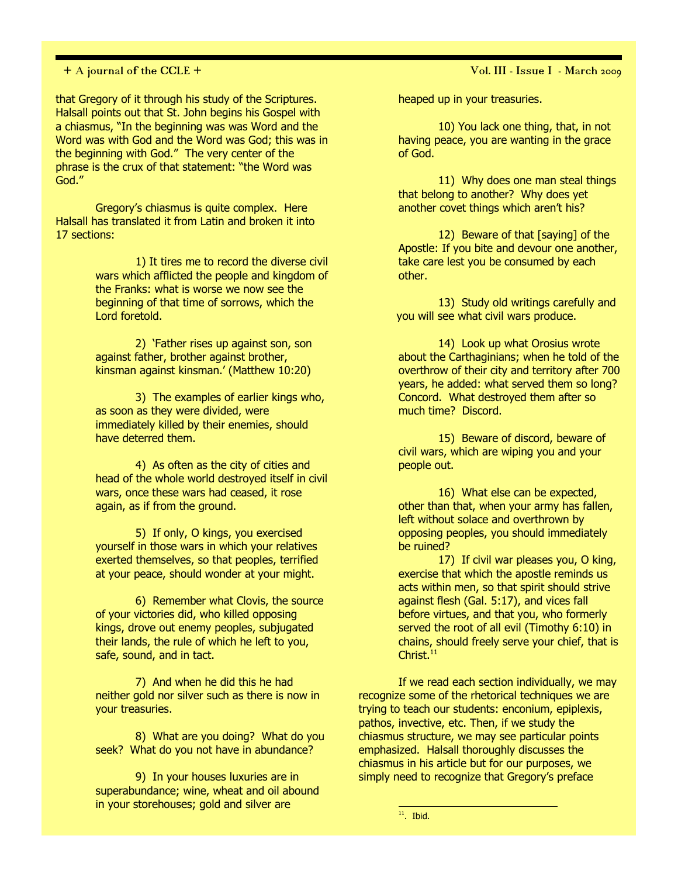that Gregory of it through his study of the Scriptures. Halsall points out that St. John begins his Gospel with a chiasmus, "In the beginning was was Word and the Word was with God and the Word was God; this was in the beginning with God." The very center of the phrase is the crux of that statement: "the Word was God."

Gregory's chiasmus is quite complex. Here Halsall has translated it from Latin and broken it into 17 sections:

> 1) It tires me to record the diverse civil wars which afflicted the people and kingdom of the Franks: what is worse we now see the beginning of that time of sorrows, which the Lord foretold.
>
> 2) 'Father rises up against son, son against father, brother against brother, kinsman against kinsman.' (Matthew 10:20)
>
> 3) The examples of earlier kings who, as soon as they were divided, were immediately killed by their enemies, should have deterred them.
>
> 4) As often as the city of cities and head of the whole world destroyed itself in civil wars, once these wars had ceased, it rose again, as if from the ground.
>
> 5) If only, O kings, you exercised yourself in those wars in which your relatives exerted themselves, so that peoples, terrified at your peace, should wonder at your might.
>
> 6) Remember what Clovis, the source of your victories did, who killed opposing kings, drove out enemy peoples, subjugated their lands, the rule of which he left to you, safe, sound, and in tact.
>
> 7) And when he did this he had neither gold nor silver such as there is now in your treasuries.
>
> 8) What are you doing? What do you seek? What do you not have in abundance?
>
> 9) In your houses luxuries are in superabundance; wine, wheat and oil abound in your storehouses; gold and silver are heaped up in your treasuries.
>
> 10) You lack one thing, that, in not having peace, you are wanting in the grace of God.
>
> 11) Why does one man steal things that belong to another? Why does yet another covet things which aren't his?
>
> 12) Beware of that [saying] of the Apostle: If you bite and devour one another, take care lest you be consumed by each other.
>
> 13) Study old writings carefully and you will see what civil wars produce.
>
> 14) Look up what Orosius wrote about the Carthaginians; when he told of the overthrow of their city and territory after 700 years, he added: what served them so long? Concord. What destroyed them after so much time? Discord.
>
> 15) Beware of discord, beware of civil wars, which are wiping you and your people out.
>
> 16) What else can be expected, other than that, when your army has fallen, left without solace and overthrown by opposing peoples, you should immediately be ruined?
>
> 17) If civil war pleases you, O king, exercise that which the apostle reminds us acts within men, so that spirit should strive against flesh (Gal. 5:17), and vices fall before virtues, and that you, who formerly served the root of all evil (Timothy 6:10) in chains, should freely serve your chief, that is Christ.[11]

If we read each section individually, we may recognize some of the rhetorical techniques we are trying to teach our students: enconium, epiplexis, pathos, invective, etc. Then, if we study the chiasmus structure, we may see particular points emphasized. Halsall thoroughly discusses the chiasmus in his article but for our purposes, we simply need to recognize that Gregory's preface

---

[11]. Ibid.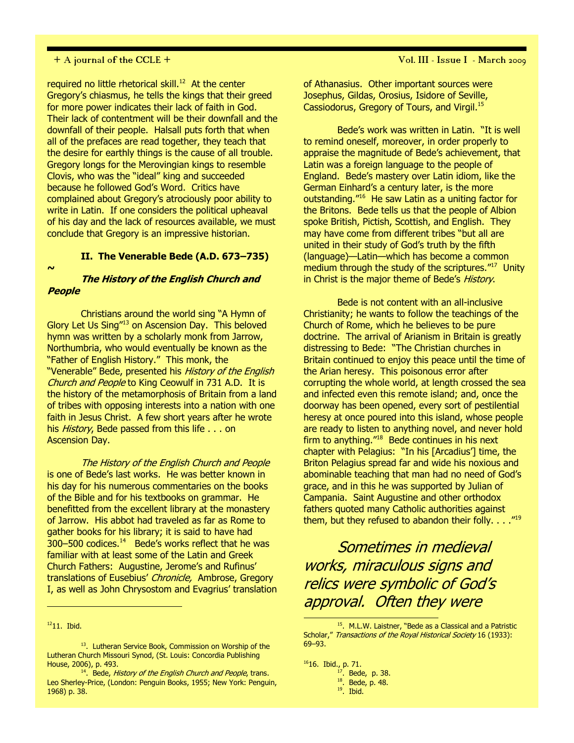required no little rhetorical skill.[12] At the center Gregory's chiasmus, he tells the kings that their greed for more power indicates their lack of faith in God. Their lack of contentment will be their downfall and the downfall of their people. Halsall puts forth that when all of the prefaces are read together, they teach that the desire for earthly things is the cause of all trouble. Gregory longs for the Merovingian kings to resemble Clovis, who was the "ideal" king and succeeded because he followed God's Word. Critics have complained about Gregory's atrociously poor ability to write in Latin. If one considers the political upheaval of his day and the lack of resources available, we must conclude that Gregory is an impressive historian.

## II. The Venerable Bede (A.D. 673–735)

~

### *The History of the English Church and People*

Christians around the world sing "A Hymn of Glory Let Us Sing"[13] on Ascension Day. This beloved hymn was written by a scholarly monk from Jarrow, Northumbria, who would eventually be known as the "Father of English History." This monk, the "Venerable" Bede, presented his *History of the English Church and People* to King Ceowulf in 731 A.D. It is the history of the metamorphosis of Britain from a land of tribes with opposing interests into a nation with one faith in Jesus Christ. A few short years after he wrote his *History*, Bede passed from this life . . . on Ascension Day.

*The History of the English Church and People* is one of Bede's last works. He was better known in his day for his numerous commentaries on the books of the Bible and for his textbooks on grammar. He benefitted from the excellent library at the monastery of Jarrow. His abbot had traveled as far as Rome to gather books for his library; it is said to have had 300–500 codices.[14] Bede's works reflect that he was familiar with at least some of the Latin and Greek Church Fathers: Augustine, Jerome's and Rufinus' translations of Eusebius' *Chronicle,* Ambrose, Gregory I, as well as John Chrysostom and Evagrius' translation of Athanasius. Other important sources were Josephus, Gildas, Orosius, Isidore of Seville, Cassiodorus, Gregory of Tours, and Virgil.[15]

Bede's work was written in Latin. "It is well to remind oneself, moreover, in order properly to appraise the magnitude of Bede's achievement, that Latin was a foreign language to the people of England. Bede's mastery over Latin idiom, like the German Einhard's a century later, is the more outstanding."[16] He saw Latin as a uniting factor for the Britons. Bede tells us that the people of Albion spoke British, Pictish, Scottish, and English. They may have come from different tribes "but all are united in their study of God's truth by the fifth (language)—Latin—which has become a common medium through the study of the scriptures."[17] Unity in Christ is the major theme of Bede's *History*.

Bede is not content with an all-inclusive Christianity; he wants to follow the teachings of the Church of Rome, which he believes to be pure doctrine. The arrival of Arianism in Britain is greatly distressing to Bede: "The Christian churches in Britain continued to enjoy this peace until the time of the Arian heresy. This poisonous error after corrupting the whole world, at length crossed the sea and infected even this remote island; and, once the doorway has been opened, every sort of pestilential heresy at once poured into this island, whose people are ready to listen to anything novel, and never hold firm to anything."[18] Bede continues in his next chapter with Pelagius: "In his [Arcadius'] time, the Briton Pelagius spread far and wide his noxious and abominable teaching that man had no need of God's grace, and in this he was supported by Julian of Campania. Saint Augustine and other orthodox fathers quoted many Catholic authorities against them, but they refused to abandon their folly. . . ."[19]

*Sometimes in medieval works, miraculous signs and relics were symbolic of God's approval. Often they were*

---

[12] 11. Ibid.

[13]. Lutheran Service Book, Commission on Worship of the Lutheran Church Missouri Synod, (St. Louis: Concordia Publishing House, 2006), p. 493.

[14]. Bede, *History of the English Church and People*, trans. Leo Sherley-Price, (London: Penguin Books, 1955; New York: Penguin, 1968) p. 38.

[15]. M.L.W. Laistner, "Bede as a Classical and a Patristic Scholar," *Transactions of the Royal Historical Society* 16 (1933): 69–93.

[16] 16. Ibid., p. 71.

[17]. Bede, p. 38.

[18]. Bede, p. 48.

[19]. Ibid.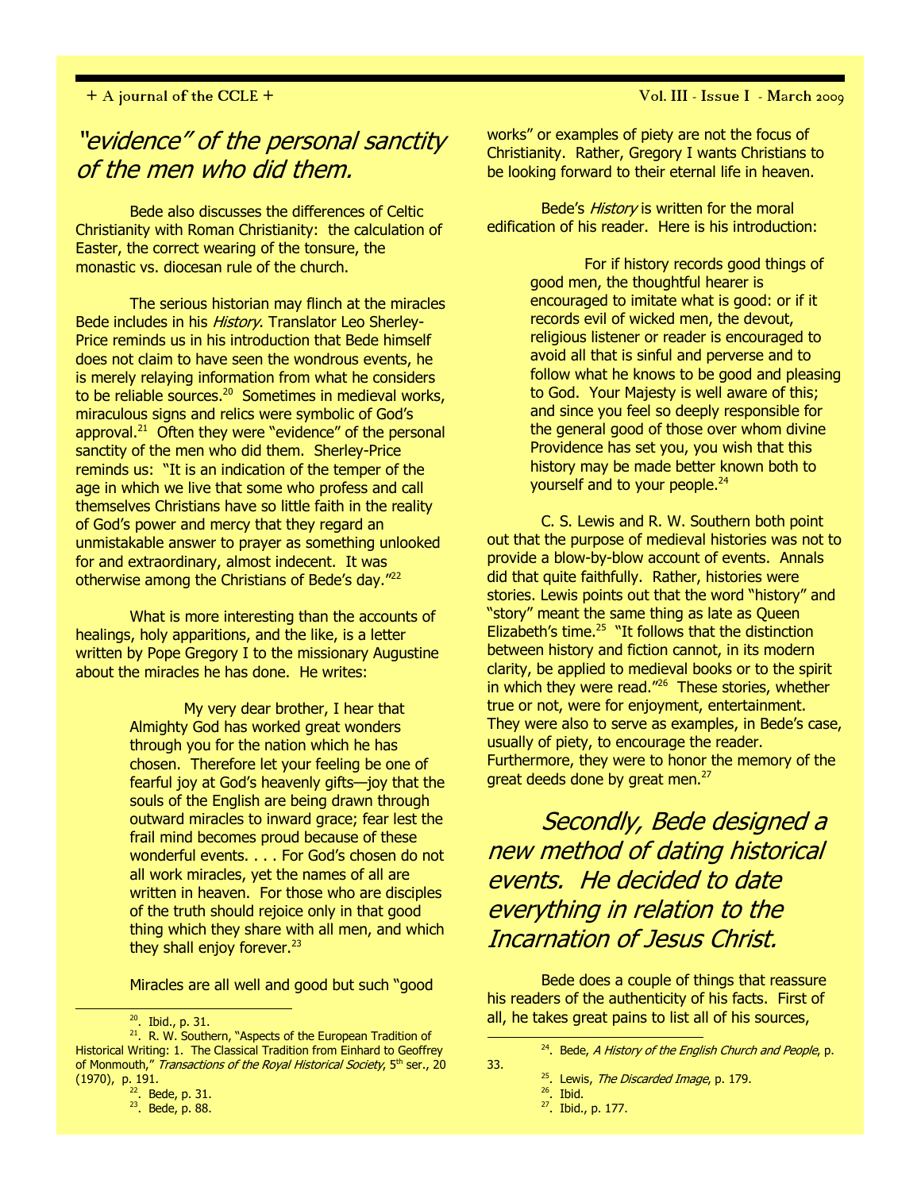*"evidence" of the personal sanctity of the men who did them.*

Bede also discusses the differences of Celtic Christianity with Roman Christianity: the calculation of Easter, the correct wearing of the tonsure, the monastic vs. diocesan rule of the church.

The serious historian may flinch at the miracles Bede includes in his *History*. Translator Leo Sherley-Price reminds us in his introduction that Bede himself does not claim to have seen the wondrous events, he is merely relaying information from what he considers to be reliable sources.[20] Sometimes in medieval works, miraculous signs and relics were symbolic of God's approval.[21] Often they were "evidence" of the personal sanctity of the men who did them. Sherley-Price reminds us: "It is an indication of the temper of the age in which we live that some who profess and call themselves Christians have so little faith in the reality of God's power and mercy that they regard an unmistakable answer to prayer as something unlooked for and extraordinary, almost indecent. It was otherwise among the Christians of Bede's day."[22]

What is more interesting than the accounts of healings, holy apparitions, and the like, is a letter written by Pope Gregory I to the missionary Augustine about the miracles he has done. He writes:

> My very dear brother, I hear that Almighty God has worked great wonders through you for the nation which he has chosen. Therefore let your feeling be one of fearful joy at God's heavenly gifts—joy that the souls of the English are being drawn through outward miracles to inward grace; fear lest the frail mind becomes proud because of these wonderful events. . . . For God's chosen do not all work miracles, yet the names of all are written in heaven. For those who are disciples of the truth should rejoice only in that good thing which they share with all men, and which they shall enjoy forever.[23]

Miracles are all well and good but such "good works" or examples of piety are not the focus of Christianity. Rather, Gregory I wants Christians to be looking forward to their eternal life in heaven.

Bede's *History* is written for the moral edification of his reader. Here is his introduction:

> For if history records good things of good men, the thoughtful hearer is encouraged to imitate what is good: or if it records evil of wicked men, the devout, religious listener or reader is encouraged to avoid all that is sinful and perverse and to follow what he knows to be good and pleasing to God. Your Majesty is well aware of this; and since you feel so deeply responsible for the general good of those over whom divine Providence has set you, you wish that this history may be made better known both to yourself and to your people.[24]

C. S. Lewis and R. W. Southern both point out that the purpose of medieval histories was not to provide a blow-by-blow account of events. Annals did that quite faithfully. Rather, histories were stories. Lewis points out that the word "history" and "story" meant the same thing as late as Queen Elizabeth's time.[25] "It follows that the distinction between history and fiction cannot, in its modern clarity, be applied to medieval books or to the spirit in which they were read."[26] These stories, whether true or not, were for enjoyment, entertainment. They were also to serve as examples, in Bede's case, usually of piety, to encourage the reader. Furthermore, they were to honor the memory of the great deeds done by great men.[27]

*Secondly, Bede designed a new method of dating historical events. He decided to date everything in relation to the Incarnation of Jesus Christ.*

Bede does a couple of things that reassure his readers of the authenticity of his facts. First of all, he takes great pains to list all of his sources,

---

[20]. Ibid., p. 31.

[21]. R. W. Southern, "Aspects of the European Tradition of Historical Writing: 1. The Classical Tradition from Einhard to Geoffrey of Monmouth," *Transactions of the Royal Historical Society*, 5th ser., 20 (1970), p. 191.

[22]. Bede, p. 31.

[23]. Bede, p. 88.

[24]. Bede, *A History of the English Church and People*, p. 33.

[25]. Lewis, *The Discarded Image*, p. 179.

[26]. Ibid.

[27]. Ibid., p. 177.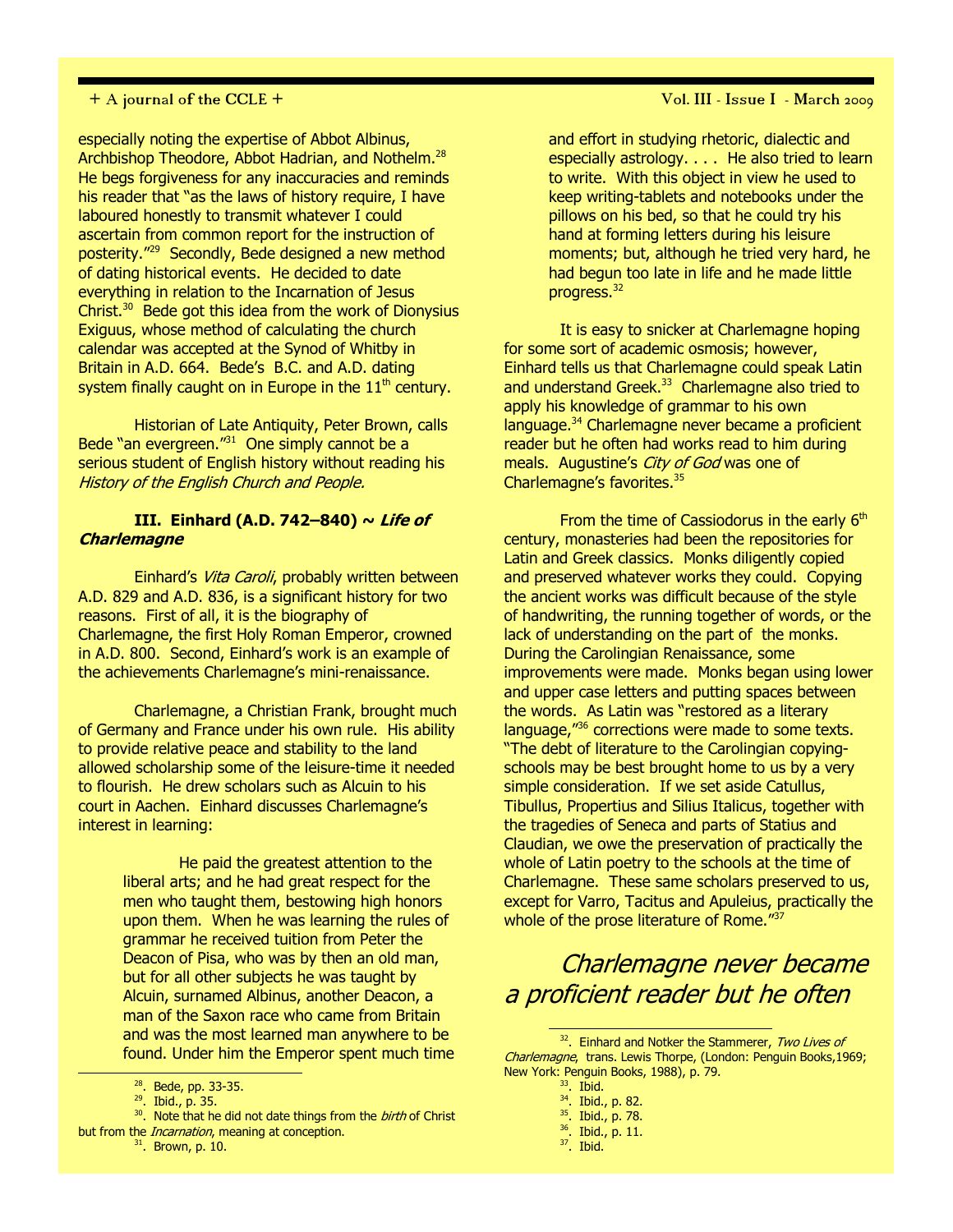especially noting the expertise of Abbot Albinus, Archbishop Theodore, Abbot Hadrian, and Nothelm.[28] He begs forgiveness for any inaccuracies and reminds his reader that "as the laws of history require, I have laboured honestly to transmit whatever I could ascertain from common report for the instruction of posterity."[29] Secondly, Bede designed a new method of dating historical events. He decided to date everything in relation to the Incarnation of Jesus Christ.[30] Bede got this idea from the work of Dionysius Exiguus, whose method of calculating the church calendar was accepted at the Synod of Whitby in Britain in A.D. 664. Bede's B.C. and A.D. dating system finally caught on in Europe in the 11th century.

Historian of Late Antiquity, Peter Brown, calls Bede "an evergreen."[31] One simply cannot be a serious student of English history without reading his *History of the English Church and People.*

### III. Einhard (A.D. 742–840) ~ *Life of Charlemagne*

Einhard's *Vita Caroli*, probably written between A.D. 829 and A.D. 836, is a significant history for two reasons. First of all, it is the biography of Charlemagne, the first Holy Roman Emperor, crowned in A.D. 800. Second, Einhard's work is an example of the achievements Charlemagne's mini-renaissance.

Charlemagne, a Christian Frank, brought much of Germany and France under his own rule. His ability to provide relative peace and stability to the land allowed scholarship some of the leisure-time it needed to flourish. He drew scholars such as Alcuin to his court in Aachen. Einhard discusses Charlemagne's interest in learning:

> He paid the greatest attention to the liberal arts; and he had great respect for the men who taught them, bestowing high honors upon them. When he was learning the rules of grammar he received tuition from Peter the Deacon of Pisa, who was by then an old man, but for all other subjects he was taught by Alcuin, surnamed Albinus, another Deacon, a man of the Saxon race who came from Britain and was the most learned man anywhere to be found. Under him the Emperor spent much time and effort in studying rhetoric, dialectic and especially astrology. . . . He also tried to learn to write. With this object in view he used to keep writing-tablets and notebooks under the pillows on his bed, so that he could try his hand at forming letters during his leisure moments; but, although he tried very hard, he had begun too late in life and he made little progress.[32]

It is easy to snicker at Charlemagne hoping for some sort of academic osmosis; however, Einhard tells us that Charlemagne could speak Latin and understand Greek.[33] Charlemagne also tried to apply his knowledge of grammar to his own language.[34] Charlemagne never became a proficient reader but he often had works read to him during meals. Augustine's *City of God* was one of Charlemagne's favorites.[35]

From the time of Cassiodorus in the early 6th century, monasteries had been the repositories for Latin and Greek classics. Monks diligently copied and preserved whatever works they could. Copying the ancient works was difficult because of the style of handwriting, the running together of words, or the lack of understanding on the part of the monks. During the Carolingian Renaissance, some improvements were made. Monks began using lower and upper case letters and putting spaces between the words. As Latin was "restored as a literary language,"[36] corrections were made to some texts. "The debt of literature to the Carolingian copying-schools may be best brought home to us by a very simple consideration. If we set aside Catullus, Tibullus, Propertius and Silius Italicus, together with the tragedies of Seneca and parts of Statius and Claudian, we owe the preservation of practically the whole of Latin poetry to the schools at the time of Charlemagne. These same scholars preserved to us, except for Varro, Tacitus and Apuleius, practically the whole of the prose literature of Rome."[37]

*Charlemagne never became a proficient reader but he often*

---

28. Bede, pp. 33-35.
29. Ibid., p. 35.
30. Note that he did not date things from the *birth* of Christ but from the *Incarnation*, meaning at conception.
31. Brown, p. 10.
32. Einhard and Notker the Stammerer, *Two Lives of Charlemagne*, trans. Lewis Thorpe, (London: Penguin Books,1969; New York: Penguin Books, 1988), p. 79.
33. Ibid.
34. Ibid., p. 82.
35. Ibid., p. 78.
36. Ibid., p. 11.
37. Ibid.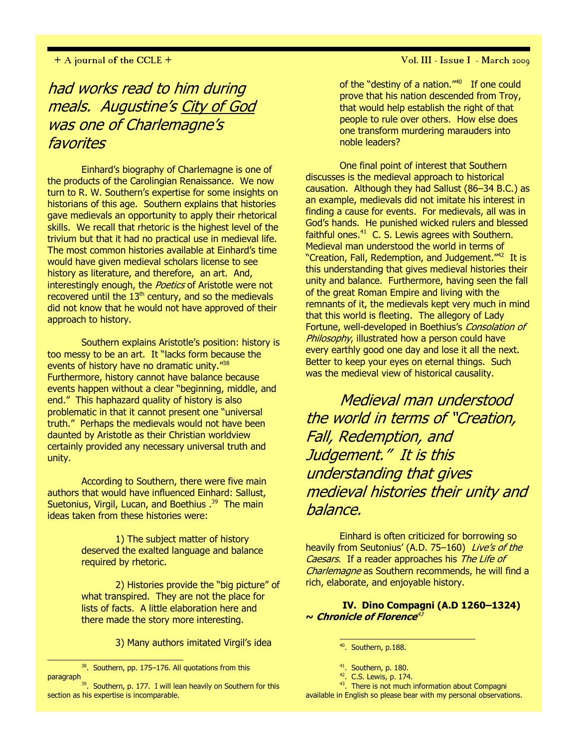*had works read to him during meals. Augustine's City of God was one of Charlemagne's favorites*

Einhard's biography of Charlemagne is one of the products of the Carolingian Renaissance. We now turn to R. W. Southern's expertise for some insights on historians of this age. Southern explains that histories gave medievals an opportunity to apply their rhetorical skills. We recall that rhetoric is the highest level of the trivium but that it had no practical use in medieval life. The most common histories available at Einhard's time would have given medieval scholars license to see history as literature, and therefore, an art. And, interestingly enough, the *Poetics* of Aristotle were not recovered until the 13th century, and so the medievals did not know that he would not have approved of their approach to history.

Southern explains Aristotle's position: history is too messy to be an art. It "lacks form because the events of history have no dramatic unity."[38] Furthermore, history cannot have balance because events happen without a clear "beginning, middle, and end." This haphazard quality of history is also problematic in that it cannot present one "universal truth." Perhaps the medievals would not have been daunted by Aristotle as their Christian worldview certainly provided any necessary universal truth and unity.

According to Southern, there were five main authors that would have influenced Einhard: Sallust, Suetonius, Virgil, Lucan, and Boethius .[39] The main ideas taken from these histories were:

> 1) The subject matter of history deserved the exalted language and balance required by rhetoric.
>
> 2) Histories provide the "big picture" of what transpired. They are not the place for lists of facts. A little elaboration here and there made the story more interesting.
>
> 3) Many authors imitated Virgil's idea of the "destiny of a nation."[40] If one could prove that his nation descended from Troy, that would help establish the right of that people to rule over others. How else does one transform murdering marauders into noble leaders?

One final point of interest that Southern discusses is the medieval approach to historical causation. Although they had Sallust (86–34 B.C.) as an example, medievals did not imitate his interest in finding a cause for events. For medievals, all was in God's hands. He punished wicked rulers and blessed faithful ones.[41] C. S. Lewis agrees with Southern. Medieval man understood the world in terms of "Creation, Fall, Redemption, and Judgement."[42] It is this understanding that gives medieval histories their unity and balance. Furthermore, having seen the fall of the great Roman Empire and living with the remnants of it, the medievals kept very much in mind that this world is fleeting. The allegory of Lady Fortune, well-developed in Boethius's *Consolation of Philosophy*, illustrated how a person could have every earthly good one day and lose it all the next. Better to keep your eyes on eternal things. Such was the medieval view of historical causality.

*Medieval man understood the world in terms of "Creation, Fall, Redemption, and Judgement." It is this understanding that gives medieval histories their unity and balance.*

Einhard is often criticized for borrowing so heavily from Seutonius' (A.D. 75–160) *Live's of the Caesars*. If a reader approaches his *The Life of Charlemagne* as Southern recommends, he will find a rich, elaborate, and enjoyable history.

### IV. Dino Compagni (A.D 1260–1324) ~ *Chronicle of Florence*[43]

---

[38]. Southern, pp. 175–176. All quotations from this paragraph

[39]. Southern, p. 177. I will lean heavily on Southern for this section as his expertise is incomparable.

[40]. Southern, p.188.

[41]. Southern, p. 180.

[42]. C.S. Lewis, p. 174.

[43]. There is not much information about Compagni available in English so please bear with my personal observations.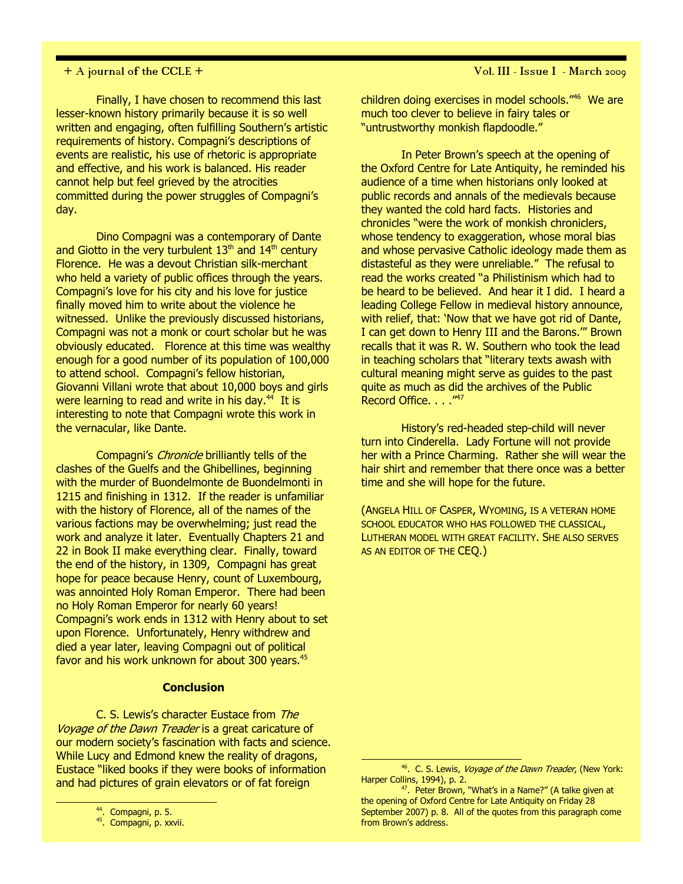Finally, I have chosen to recommend this last lesser-known history primarily because it is so well written and engaging, often fulfilling Southern's artistic requirements of history. Compagni's descriptions of events are realistic, his use of rhetoric is appropriate and effective, and his work is balanced. His reader cannot help but feel grieved by the atrocities committed during the power struggles of Compagni's day.

Dino Compagni was a contemporary of Dante and Giotto in the very turbulent 13th and 14th century Florence. He was a devout Christian silk-merchant who held a variety of public offices through the years. Compagni's love for his city and his love for justice finally moved him to write about the violence he witnessed. Unlike the previously discussed historians, Compagni was not a monk or court scholar but he was obviously educated. Florence at this time was wealthy enough for a good number of its population of 100,000 to attend school. Compagni's fellow historian, Giovanni Villani wrote that about 10,000 boys and girls were learning to read and write in his day.[44] It is interesting to note that Compagni wrote this work in the vernacular, like Dante.

Compagni's *Chronicle* brilliantly tells of the clashes of the Guelfs and the Ghibellines, beginning with the murder of Buondelmonte de Buondelmonti in 1215 and finishing in 1312. If the reader is unfamiliar with the history of Florence, all of the names of the various factions may be overwhelming; just read the work and analyze it later. Eventually Chapters 21 and 22 in Book II make everything clear. Finally, toward the end of the history, in 1309, Compagni has great hope for peace because Henry, count of Luxembourg, was annointed Holy Roman Emperor. There had been no Holy Roman Emperor for nearly 60 years! Compagni's work ends in 1312 with Henry about to set upon Florence. Unfortunately, Henry withdrew and died a year later, leaving Compagni out of political favor and his work unknown for about 300 years.[45]

### Conclusion

C. S. Lewis's character Eustace from *The Voyage of the Dawn Treader* is a great caricature of our modern society's fascination with facts and science. While Lucy and Edmond knew the reality of dragons, Eustace "liked books if they were books of information and had pictures of grain elevators or of fat foreign children doing exercises in model schools."[46] We are much too clever to believe in fairy tales or "untrustworthy monkish flapdoodle."

In Peter Brown's speech at the opening of the Oxford Centre for Late Antiquity, he reminded his audience of a time when historians only looked at public records and annals of the medievals because they wanted the cold hard facts. Histories and chronicles "were the work of monkish chroniclers, whose tendency to exaggeration, whose moral bias and whose pervasive Catholic ideology made them as distasteful as they were unreliable." The refusal to read the works created "a Philistinism which had to be heard to be believed. And hear it I did. I heard a leading College Fellow in medieval history announce, with relief, that: 'Now that we have got rid of Dante, I can get down to Henry III and the Barons.'" Brown recalls that it was R. W. Southern who took the lead in teaching scholars that "literary texts awash with cultural meaning might serve as guides to the past quite as much as did the archives of the Public Record Office. . . ."[47]

History's red-headed step-child will never turn into Cinderella. Lady Fortune will not provide her with a Prince Charming. Rather she will wear the hair shirt and remember that there once was a better time and she will hope for the future.

(Angela Hill of Casper, Wyoming, is a veteran home school educator who has followed the classical, Lutheran model with great facility. She also serves as an editor of the CEQ.)

---

[44]. Compagni, p. 5.

[45]. Compagni, p. xxvii.

[46]. C. S. Lewis, *Voyage of the Dawn Treader*, (New York: Harper Collins, 1994), p. 2.

[47]. Peter Brown, "What's in a Name?" (A talke given at the opening of Oxford Centre for Late Antiquity on Friday 28 September 2007) p. 8. All of the quotes from this paragraph come from Brown's address.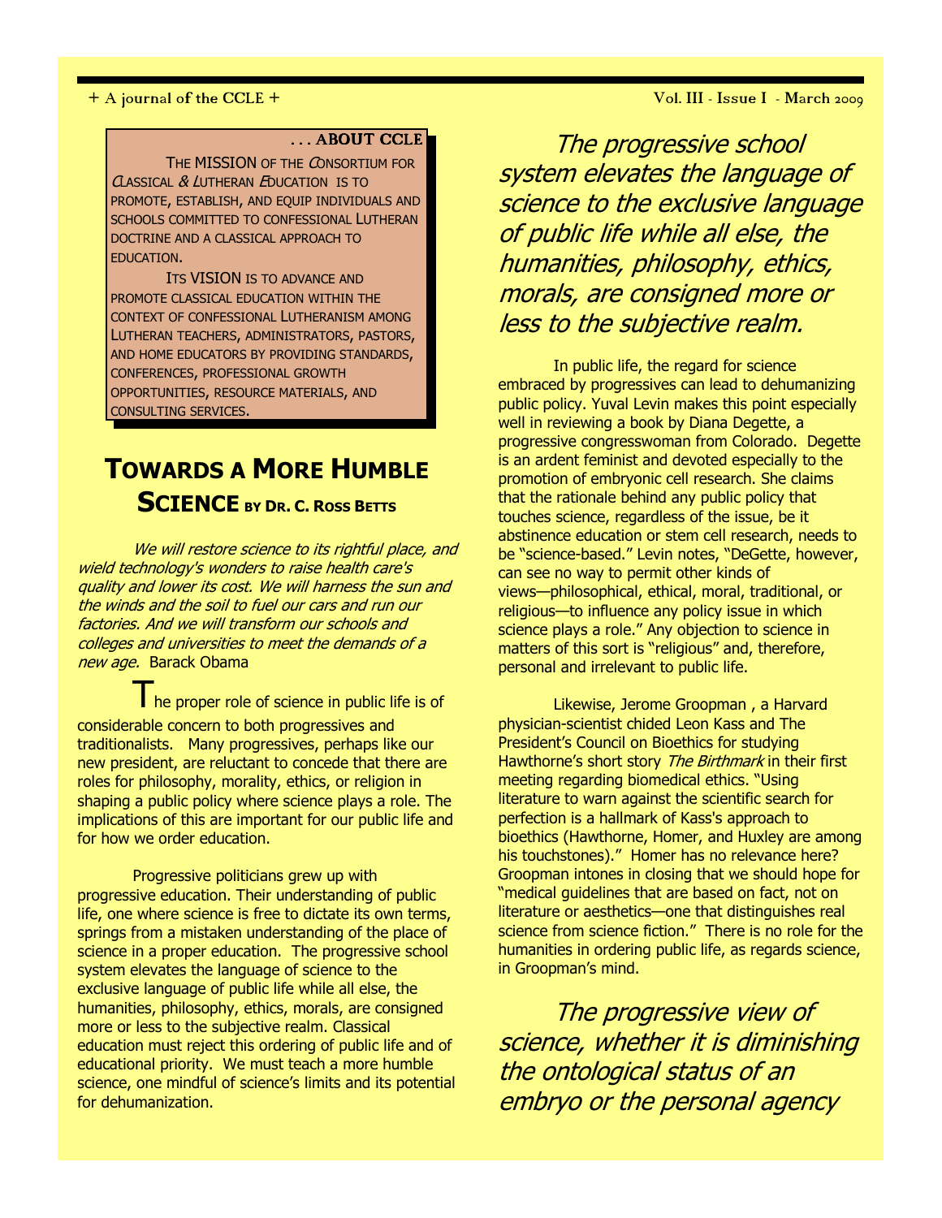## . . . ABOUT CCLE

THE MISSION OF THE CONSORTIUM FOR CLASSICAL & LUTHERAN EDUCATION IS TO PROMOTE, ESTABLISH, AND EQUIP INDIVIDUALS AND SCHOOLS COMMITTED TO CONFESSIONAL LUTHERAN DOCTRINE AND A CLASSICAL APPROACH TO EDUCATION.

ITS VISION IS TO ADVANCE AND PROMOTE CLASSICAL EDUCATION WITHIN THE CONTEXT OF CONFESSIONAL LUTHERANISM AMONG LUTHERAN TEACHERS, ADMINISTRATORS, PASTORS, AND HOME EDUCATORS BY PROVIDING STANDARDS, CONFERENCES, PROFESSIONAL GROWTH OPPORTUNITIES, RESOURCE MATERIALS, AND CONSULTING SERVICES.

# TOWARDS A MORE HUMBLE SCIENCE BY DR. C. ROSS BETTS

*We will restore science to its rightful place, and wield technology's wonders to raise health care's quality and lower its cost. We will harness the sun and the winds and the soil to fuel our cars and run our factories. And we will transform our schools and colleges and universities to meet the demands of a new age.* Barack Obama

The proper role of science in public life is of considerable concern to both progressives and traditionalists. Many progressives, perhaps like our new president, are reluctant to concede that there are roles for philosophy, morality, ethics, or religion in shaping a public policy where science plays a role. The implications of this are important for our public life and for how we order education.

Progressive politicians grew up with progressive education. Their understanding of public life, one where science is free to dictate its own terms, springs from a mistaken understanding of the place of science in a proper education. The progressive school system elevates the language of science to the exclusive language of public life while all else, the humanities, philosophy, ethics, morals, are consigned more or less to the subjective realm. Classical education must reject this ordering of public life and of educational priority. We must teach a more humble science, one mindful of science's limits and its potential for dehumanization.

*The progressive school system elevates the language of science to the exclusive language of public life while all else, the humanities, philosophy, ethics, morals, are consigned more or less to the subjective realm.*

In public life, the regard for science embraced by progressives can lead to dehumanizing public policy. Yuval Levin makes this point especially well in reviewing a book by Diana Degette, a progressive congresswoman from Colorado. Degette is an ardent feminist and devoted especially to the promotion of embryonic cell research. She claims that the rationale behind any public policy that touches science, regardless of the issue, be it abstinence education or stem cell research, needs to be "science-based." Levin notes, "DeGette, however, can see no way to permit other kinds of views—philosophical, ethical, moral, traditional, or religious—to influence any policy issue in which science plays a role." Any objection to science in matters of this sort is "religious" and, therefore, personal and irrelevant to public life.

Likewise, Jerome Groopman , a Harvard physician-scientist chided Leon Kass and The President's Council on Bioethics for studying Hawthorne's short story *The Birthmark* in their first meeting regarding biomedical ethics. "Using literature to warn against the scientific search for perfection is a hallmark of Kass's approach to bioethics (Hawthorne, Homer, and Huxley are among his touchstones)." Homer has no relevance here? Groopman intones in closing that we should hope for "medical guidelines that are based on fact, not on literature or aesthetics—one that distinguishes real science from science fiction." There is no role for the humanities in ordering public life, as regards science, in Groopman's mind.

*The progressive view of science, whether it is diminishing the ontological status of an embryo or the personal agency*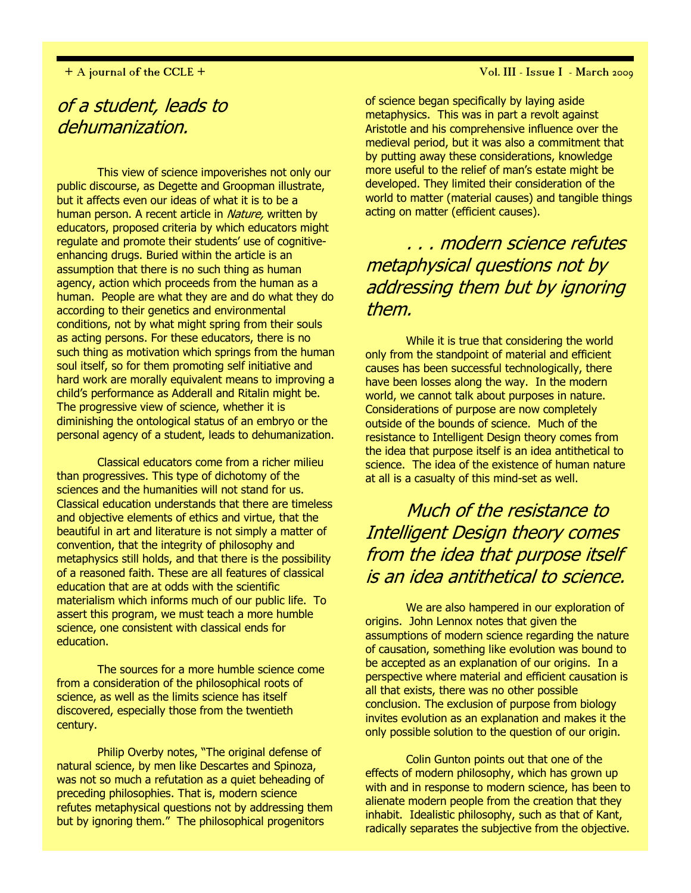*of a student, leads to dehumanization.*

This view of science impoverishes not only our public discourse, as Degette and Groopman illustrate, but it affects even our ideas of what it is to be a human person. A recent article in *Nature,* written by educators, proposed criteria by which educators might regulate and promote their students' use of cognitive-enhancing drugs. Buried within the article is an assumption that there is no such thing as human agency, action which proceeds from the human as a human. People are what they are and do what they do according to their genetics and environmental conditions, not by what might spring from their souls as acting persons. For these educators, there is no such thing as motivation which springs from the human soul itself, so for them promoting self initiative and hard work are morally equivalent means to improving a child's performance as Adderall and Ritalin might be. The progressive view of science, whether it is diminishing the ontological status of an embryo or the personal agency of a student, leads to dehumanization.

Classical educators come from a richer milieu than progressives. This type of dichotomy of the sciences and the humanities will not stand for us. Classical education understands that there are timeless and objective elements of ethics and virtue, that the beautiful in art and literature is not simply a matter of convention, that the integrity of philosophy and metaphysics still holds, and that there is the possibility of a reasoned faith. These are all features of classical education that are at odds with the scientific materialism which informs much of our public life. To assert this program, we must teach a more humble science, one consistent with classical ends for education.

The sources for a more humble science come from a consideration of the philosophical roots of science, as well as the limits science has itself discovered, especially those from the twentieth century.

Philip Overby notes, "The original defense of natural science, by men like Descartes and Spinoza, was not so much a refutation as a quiet beheading of preceding philosophies. That is, modern science refutes metaphysical questions not by addressing them but by ignoring them." The philosophical progenitors of science began specifically by laying aside metaphysics. This was in part a revolt against Aristotle and his comprehensive influence over the medieval period, but it was also a commitment that by putting away these considerations, knowledge more useful to the relief of man's estate might be developed. They limited their consideration of the world to matter (material causes) and tangible things acting on matter (efficient causes).

*. . . modern science refutes metaphysical questions not by addressing them but by ignoring them.*

While it is true that considering the world only from the standpoint of material and efficient causes has been successful technologically, there have been losses along the way. In the modern world, we cannot talk about purposes in nature. Considerations of purpose are now completely outside of the bounds of science. Much of the resistance to Intelligent Design theory comes from the idea that purpose itself is an idea antithetical to science. The idea of the existence of human nature at all is a casualty of this mind-set as well.

*Much of the resistance to Intelligent Design theory comes from the idea that purpose itself is an idea antithetical to science.*

We are also hampered in our exploration of origins. John Lennox notes that given the assumptions of modern science regarding the nature of causation, something like evolution was bound to be accepted as an explanation of our origins. In a perspective where material and efficient causation is all that exists, there was no other possible conclusion. The exclusion of purpose from biology invites evolution as an explanation and makes it the only possible solution to the question of our origin.

Colin Gunton points out that one of the effects of modern philosophy, which has grown up with and in response to modern science, has been to alienate modern people from the creation that they inhabit. Idealistic philosophy, such as that of Kant, radically separates the subjective from the objective.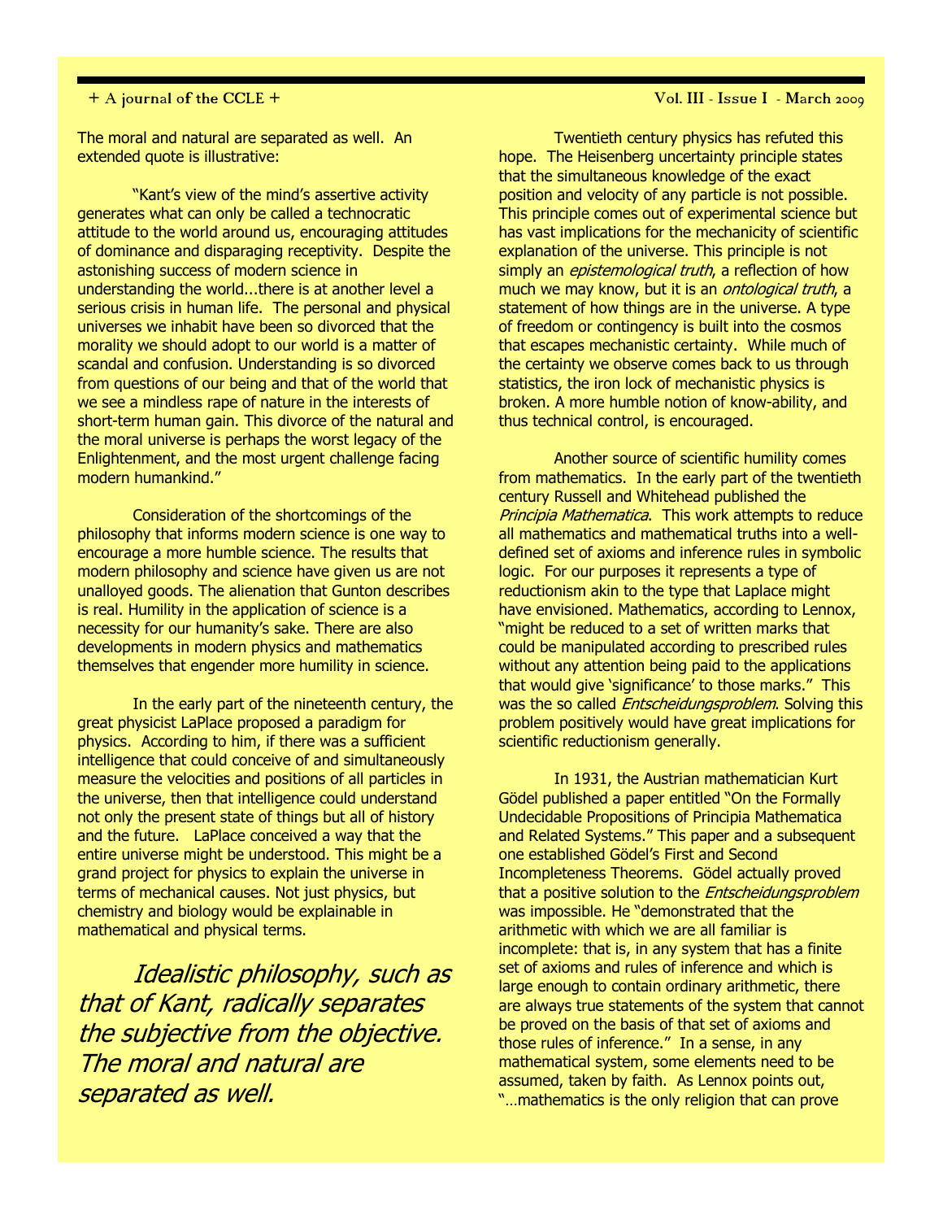The moral and natural are separated as well. An extended quote is illustrative:

"Kant's view of the mind's assertive activity generates what can only be called a technocratic attitude to the world around us, encouraging attitudes of dominance and disparaging receptivity. Despite the astonishing success of modern science in understanding the world...there is at another level a serious crisis in human life. The personal and physical universes we inhabit have been so divorced that the morality we should adopt to our world is a matter of scandal and confusion. Understanding is so divorced from questions of our being and that of the world that we see a mindless rape of nature in the interests of short-term human gain. This divorce of the natural and the moral universe is perhaps the worst legacy of the Enlightenment, and the most urgent challenge facing modern humankind."

Consideration of the shortcomings of the philosophy that informs modern science is one way to encourage a more humble science. The results that modern philosophy and science have given us are not unalloyed goods. The alienation that Gunton describes is real. Humility in the application of science is a necessity for our humanity's sake. There are also developments in modern physics and mathematics themselves that engender more humility in science.

In the early part of the nineteenth century, the great physicist LaPlace proposed a paradigm for physics. According to him, if there was a sufficient intelligence that could conceive of and simultaneously measure the velocities and positions of all particles in the universe, then that intelligence could understand not only the present state of things but all of history and the future. LaPlace conceived a way that the entire universe might be understood. This might be a grand project for physics to explain the universe in terms of mechanical causes. Not just physics, but chemistry and biology would be explainable in mathematical and physical terms.

> *Idealistic philosophy, such as that of Kant, radically separates the subjective from the objective. The moral and natural are separated as well.*

Twentieth century physics has refuted this hope. The Heisenberg uncertainty principle states that the simultaneous knowledge of the exact position and velocity of any particle is not possible. This principle comes out of experimental science but has vast implications for the mechanicity of scientific explanation of the universe. This principle is not simply an *epistemological truth*, a reflection of how much we may know, but it is an *ontological truth*, a statement of how things are in the universe. A type of freedom or contingency is built into the cosmos that escapes mechanistic certainty. While much of the certainty we observe comes back to us through statistics, the iron lock of mechanistic physics is broken. A more humble notion of know-ability, and thus technical control, is encouraged.

Another source of scientific humility comes from mathematics. In the early part of the twentieth century Russell and Whitehead published the *Principia Mathematica*. This work attempts to reduce all mathematics and mathematical truths into a well-defined set of axioms and inference rules in symbolic logic. For our purposes it represents a type of reductionism akin to the type that Laplace might have envisioned. Mathematics, according to Lennox, "might be reduced to a set of written marks that could be manipulated according to prescribed rules without any attention being paid to the applications that would give 'significance' to those marks." This was the so called *Entscheidungsproblem*. Solving this problem positively would have great implications for scientific reductionism generally.

In 1931, the Austrian mathematician Kurt Gödel published a paper entitled "On the Formally Undecidable Propositions of Principia Mathematica and Related Systems." This paper and a subsequent one established Gödel's First and Second Incompleteness Theorems. Gödel actually proved that a positive solution to the *Entscheidungsproblem* was impossible. He "demonstrated that the arithmetic with which we are all familiar is incomplete: that is, in any system that has a finite set of axioms and rules of inference and which is large enough to contain ordinary arithmetic, there are always true statements of the system that cannot be proved on the basis of that set of axioms and those rules of inference." In a sense, in any mathematical system, some elements need to be assumed, taken by faith. As Lennox points out, "…mathematics is the only religion that can prove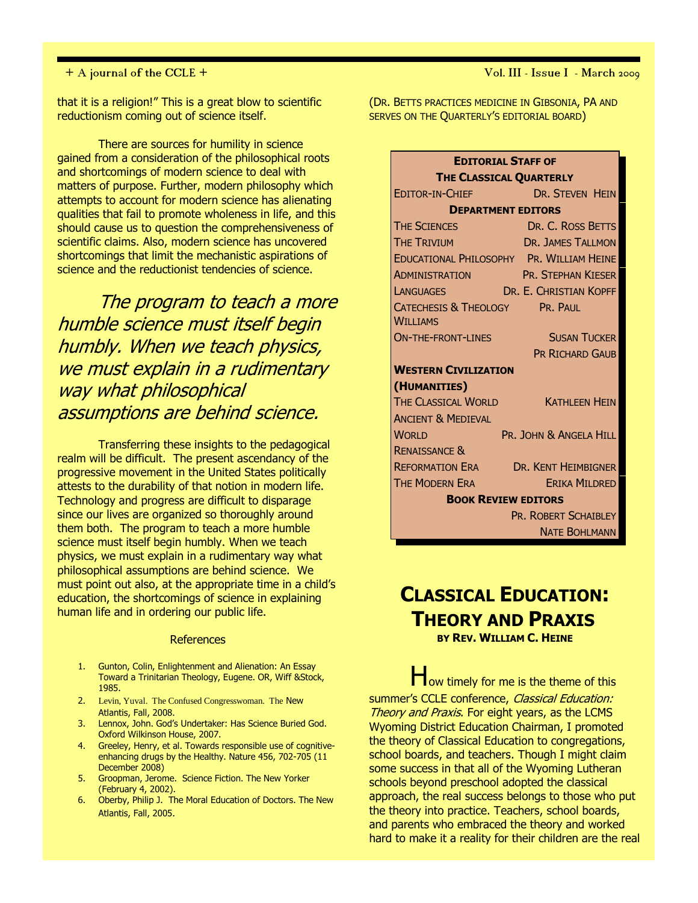that it is a religion!" This is a great blow to scientific reductionism coming out of science itself.

There are sources for humility in science gained from a consideration of the philosophical roots and shortcomings of modern science to deal with matters of purpose. Further, modern philosophy which attempts to account for modern science has alienating qualities that fail to promote wholeness in life, and this should cause us to question the comprehensiveness of scientific claims. Also, modern science has uncovered shortcomings that limit the mechanistic aspirations of science and the reductionist tendencies of science.

> *The program to teach a more humble science must itself begin humbly. When we teach physics, we must explain in a rudimentary way what philosophical assumptions are behind science.*

Transferring these insights to the pedagogical realm will be difficult. The present ascendancy of the progressive movement in the United States politically attests to the durability of that notion in modern life. Technology and progress are difficult to disparage since our lives are organized so thoroughly around them both. The program to teach a more humble science must itself begin humbly. When we teach physics, we must explain in a rudimentary way what philosophical assumptions are behind science. We must point out also, at the appropriate time in a child's education, the shortcomings of science in explaining human life and in ordering our public life.

References

1. Gunton, Colin, Enlightenment and Alienation: An Essay Toward a Trinitarian Theology, Eugene. OR, Wiff &Stock, 1985.
2. Levin, Yuval. The Confused Congresswoman. The New Atlantis, Fall, 2008.
3. Lennox, John. God's Undertaker: Has Science Buried God. Oxford Wilkinson House, 2007.
4. Greeley, Henry, et al. Towards responsible use of cognitive-enhancing drugs by the Healthy. Nature 456, 702-705 (11 December 2008)
5. Groopman, Jerome. Science Fiction. The New Yorker (February 4, 2002).
6. Oberby, Philip J. The Moral Education of Doctors. The New Atlantis, Fall, 2005.

(Dr. Betts practices medicine in Gibsonia, PA and serves on the Quarterly's editorial board)

| **Editorial Staff of The Classical Quarterly** | |
|---|---|
| Editor-in-Chief | Dr. Steven Hein |
| **Department editors** | |
| The Sciences | Dr. C. Ross Betts |
| The Trivium | Dr. James Tallmon |
| Educational Philosophy | Pr. William Heine |
| Administration | Pr. Stephan Kieser |
| Languages | Dr. E. Christian Kopff |
| Catechesis & Theology | Pr. Paul Williams |
| On-the-front-lines | Susan Tucker, Pr Richard Gaub |
| **Western Civilization (Humanities)** | |
| The Classical World | Kathleen Hein |
| Ancient & Medieval World | Pr. John & Angela Hill |
| Renaissance & Reformation Era | Dr. Kent Heimbigner |
| The Modern Era | Erika Mildred |
| **Book Review editors** | |
| | Pr. Robert Schaibley |
| | Nate Bohlmann |

## Classical Education: Theory and Praxis

**by Rev. William C. Heine**

How timely for me is the theme of this summer's CCLE conference, *Classical Education: Theory and Praxis*. For eight years, as the LCMS Wyoming District Education Chairman, I promoted the theory of Classical Education to congregations, school boards, and teachers. Though I might claim some success in that all of the Wyoming Lutheran schools beyond preschool adopted the classical approach, the real success belongs to those who put the theory into practice. Teachers, school boards, and parents who embraced the theory and worked hard to make it a reality for their children are the real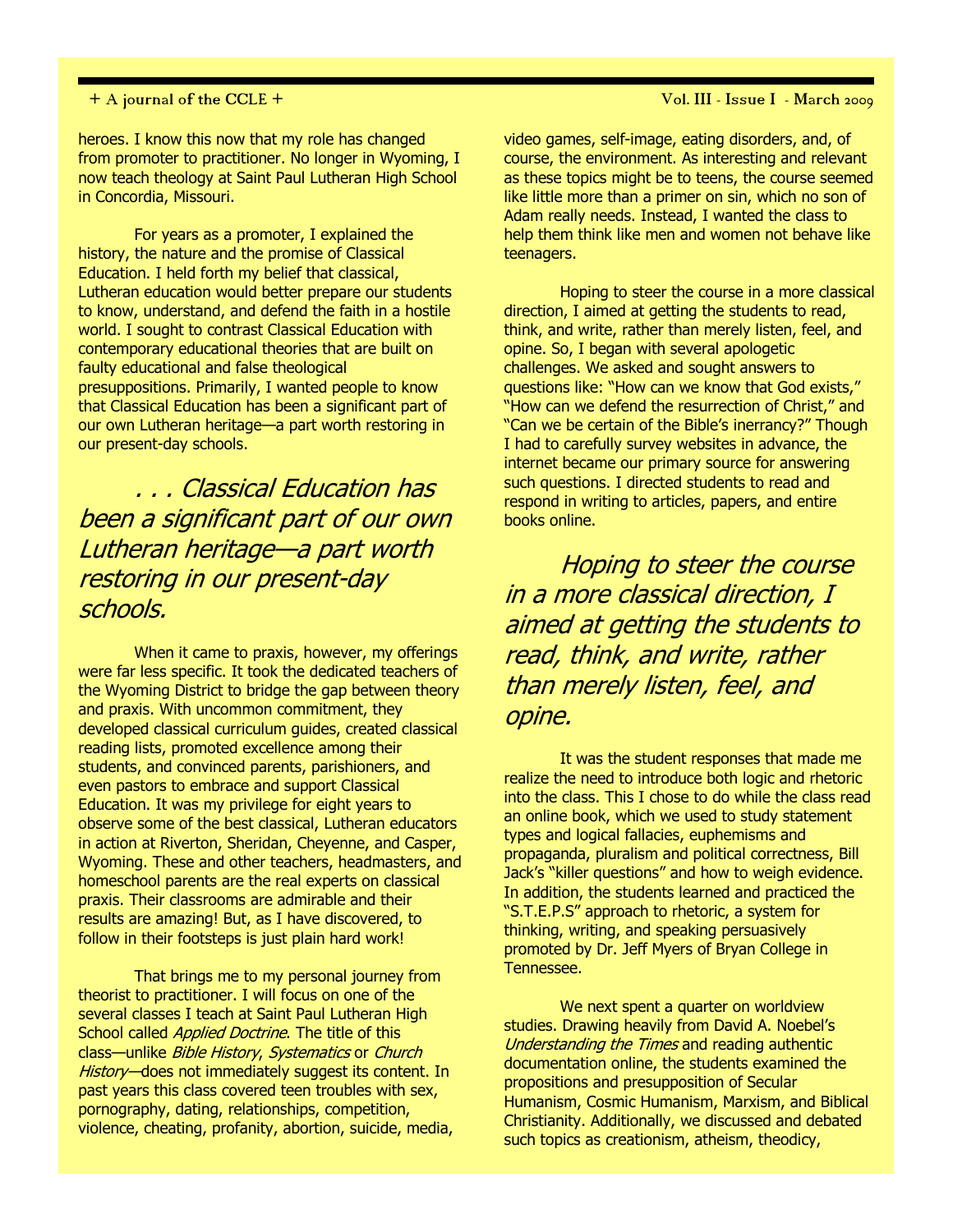heroes. I know this now that my role has changed from promoter to practitioner. No longer in Wyoming, I now teach theology at Saint Paul Lutheran High School in Concordia, Missouri.

For years as a promoter, I explained the history, the nature and the promise of Classical Education. I held forth my belief that classical, Lutheran education would better prepare our students to know, understand, and defend the faith in a hostile world. I sought to contrast Classical Education with contemporary educational theories that are built on faulty educational and false theological presuppositions. Primarily, I wanted people to know that Classical Education has been a significant part of our own Lutheran heritage—a part worth restoring in our present-day schools.

> *. . . Classical Education has been a significant part of our own Lutheran heritage—a part worth restoring in our present-day schools.*

When it came to praxis, however, my offerings were far less specific. It took the dedicated teachers of the Wyoming District to bridge the gap between theory and praxis. With uncommon commitment, they developed classical curriculum guides, created classical reading lists, promoted excellence among their students, and convinced parents, parishioners, and even pastors to embrace and support Classical Education. It was my privilege for eight years to observe some of the best classical, Lutheran educators in action at Riverton, Sheridan, Cheyenne, and Casper, Wyoming. These and other teachers, headmasters, and homeschool parents are the real experts on classical praxis. Their classrooms are admirable and their results are amazing! But, as I have discovered, to follow in their footsteps is just plain hard work!

That brings me to my personal journey from theorist to practitioner. I will focus on one of the several classes I teach at Saint Paul Lutheran High School called *Applied Doctrine*. The title of this class—unlike *Bible History*, *Systematics* or *Church History*—does not immediately suggest its content. In past years this class covered teen troubles with sex, pornography, dating, relationships, competition, violence, cheating, profanity, abortion, suicide, media, video games, self-image, eating disorders, and, of course, the environment. As interesting and relevant as these topics might be to teens, the course seemed like little more than a primer on sin, which no son of Adam really needs. Instead, I wanted the class to help them think like men and women not behave like teenagers.

Hoping to steer the course in a more classical direction, I aimed at getting the students to read, think, and write, rather than merely listen, feel, and opine. So, I began with several apologetic challenges. We asked and sought answers to questions like: "How can we know that God exists," "How can we defend the resurrection of Christ," and "Can we be certain of the Bible's inerrancy?" Though I had to carefully survey websites in advance, the internet became our primary source for answering such questions. I directed students to read and respond in writing to articles, papers, and entire books online.

> *Hoping to steer the course in a more classical direction, I aimed at getting the students to read, think, and write, rather than merely listen, feel, and opine.*

It was the student responses that made me realize the need to introduce both logic and rhetoric into the class. This I chose to do while the class read an online book, which we used to study statement types and logical fallacies, euphemisms and propaganda, pluralism and political correctness, Bill Jack's "killer questions" and how to weigh evidence. In addition, the students learned and practiced the "S.T.E.P.S" approach to rhetoric, a system for thinking, writing, and speaking persuasively promoted by Dr. Jeff Myers of Bryan College in Tennessee.

We next spent a quarter on worldview studies. Drawing heavily from David A. Noebel's *Understanding the Times* and reading authentic documentation online, the students examined the propositions and presupposition of Secular Humanism, Cosmic Humanism, Marxism, and Biblical Christianity. Additionally, we discussed and debated such topics as creationism, atheism, theodicy,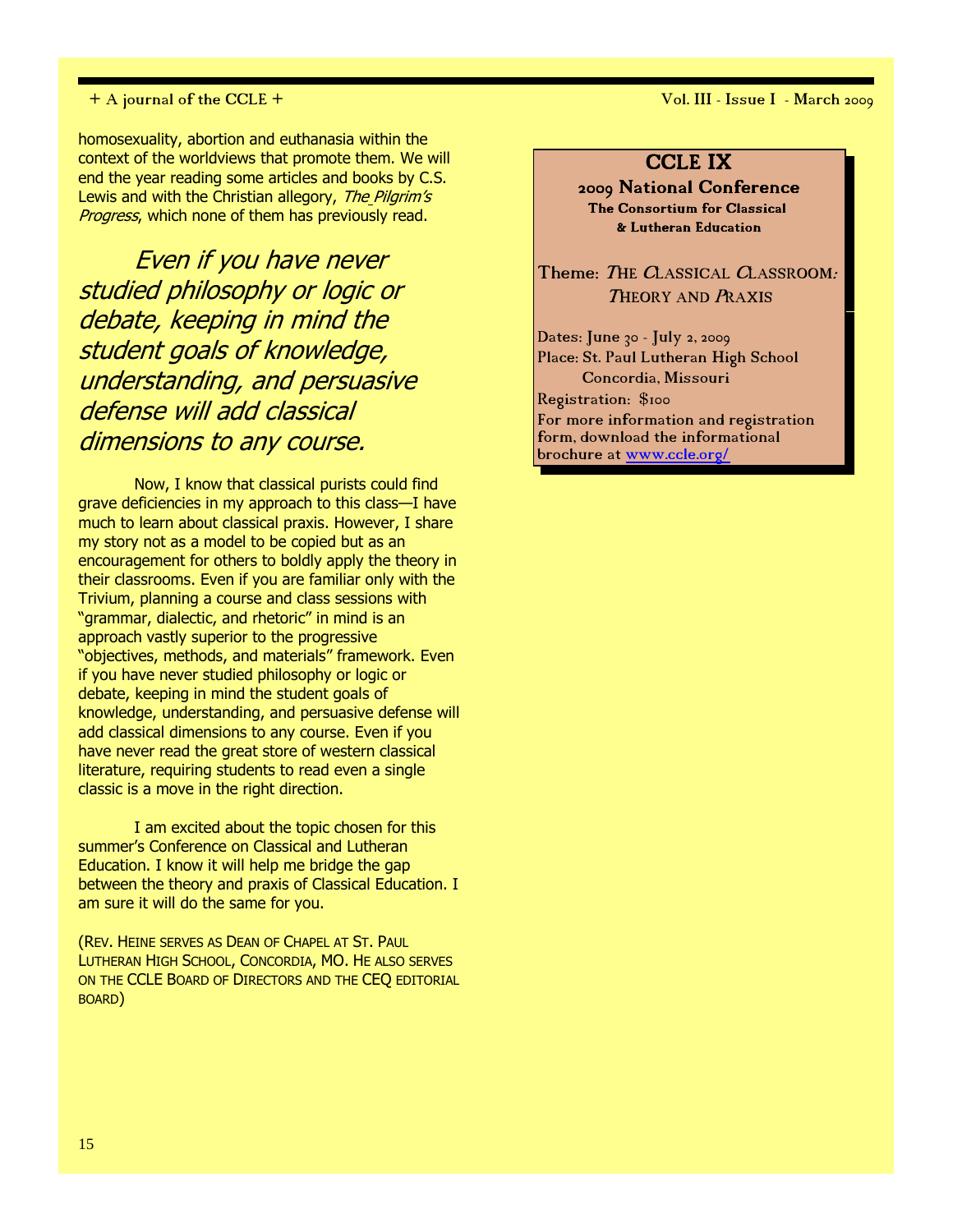homosexuality, abortion and euthanasia within the context of the worldviews that promote them. We will end the year reading some articles and books by C.S. Lewis and with the Christian allegory, *The Pilgrim's Progress*, which none of them has previously read.

> *Even if you have never studied philosophy or logic or debate, keeping in mind the student goals of knowledge, understanding, and persuasive defense will add classical dimensions to any course.*

Now, I know that classical purists could find grave deficiencies in my approach to this class—I have much to learn about classical praxis. However, I share my story not as a model to be copied but as an encouragement for others to boldly apply the theory in their classrooms. Even if you are familiar only with the Trivium, planning a course and class sessions with "grammar, dialectic, and rhetoric" in mind is an approach vastly superior to the progressive "objectives, methods, and materials" framework. Even if you have never studied philosophy or logic or debate, keeping in mind the student goals of knowledge, understanding, and persuasive defense will add classical dimensions to any course. Even if you have never read the great store of western classical literature, requiring students to read even a single classic is a move in the right direction.

I am excited about the topic chosen for this summer's Conference on Classical and Lutheran Education. I know it will help me bridge the gap between the theory and praxis of Classical Education. I am sure it will do the same for you.

(REV. HEINE SERVES AS DEAN OF CHAPEL AT ST. PAUL LUTHERAN HIGH SCHOOL, CONCORDIA, MO. HE ALSO SERVES ON THE CCLE BOARD OF DIRECTORS AND THE CEQ EDITORIAL BOARD)

## CCLE IX

### 2009 National Conference

**The Consortium for Classical & Lutheran Education**

Theme: *THE CLASSICAL CLASSROOM: THEORY AND PRAXIS*

Dates: June 30 - July 2, 2009
Place: St. Paul Lutheran High School
Concordia, Missouri
Registration: $100
For more information and registration form, download the informational brochure at www.ccle.org/